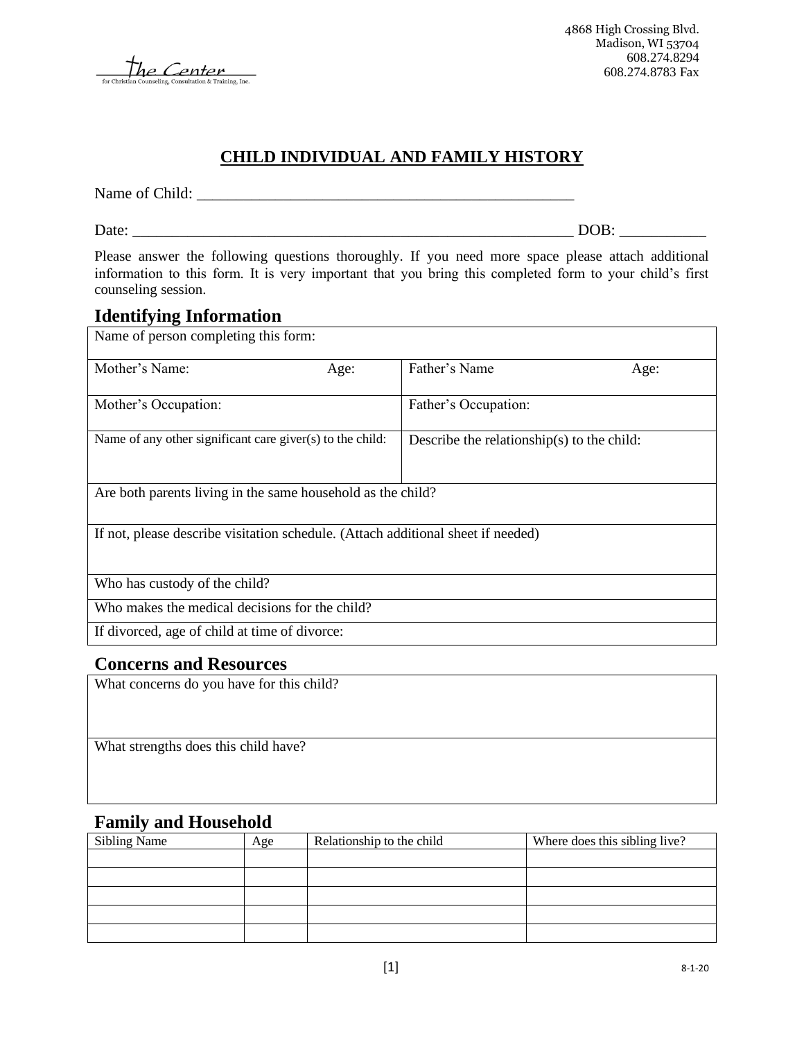the Center
for Christian Counseling, Consultation & Training, Inc.

4868 High Crossing Blvd.
Madison, WI 53704
608.274.8294
608.274.8783 Fax

# CHILD INDIVIDUAL AND FAMILY HISTORY

Name of Child: ________________________________________________

Date: _________________________________________________________ DOB: ___________

Please answer the following questions thoroughly. If you need more space please attach additional information to this form. It is very important that you bring this completed form to your child's first counseling session.

## Identifying Information

| Name of person completing this form: | |
|---|---|
| Mother's Name: Age: | Father's Name Age: |
| Mother's Occupation: | Father's Occupation: |
| Name of any other significant care giver(s) to the child: | Describe the relationship(s) to the child: |
| Are both parents living in the same household as the child? | |
| If not, please describe visitation schedule. (Attach additional sheet if needed) | |
| Who has custody of the child? | |
| Who makes the medical decisions for the child? | |
| If divorced, age of child at time of divorce: | |

## Concerns and Resources

| What concerns do you have for this child? |
|---|
| What strengths does this child have? |

## Family and Household

| Sibling Name | Age | Relationship to the child | Where does this sibling live? |
|---|---|---|---|
| | | | |
| | | | |
| | | | |
| | | | |
| | | | |

8-1-20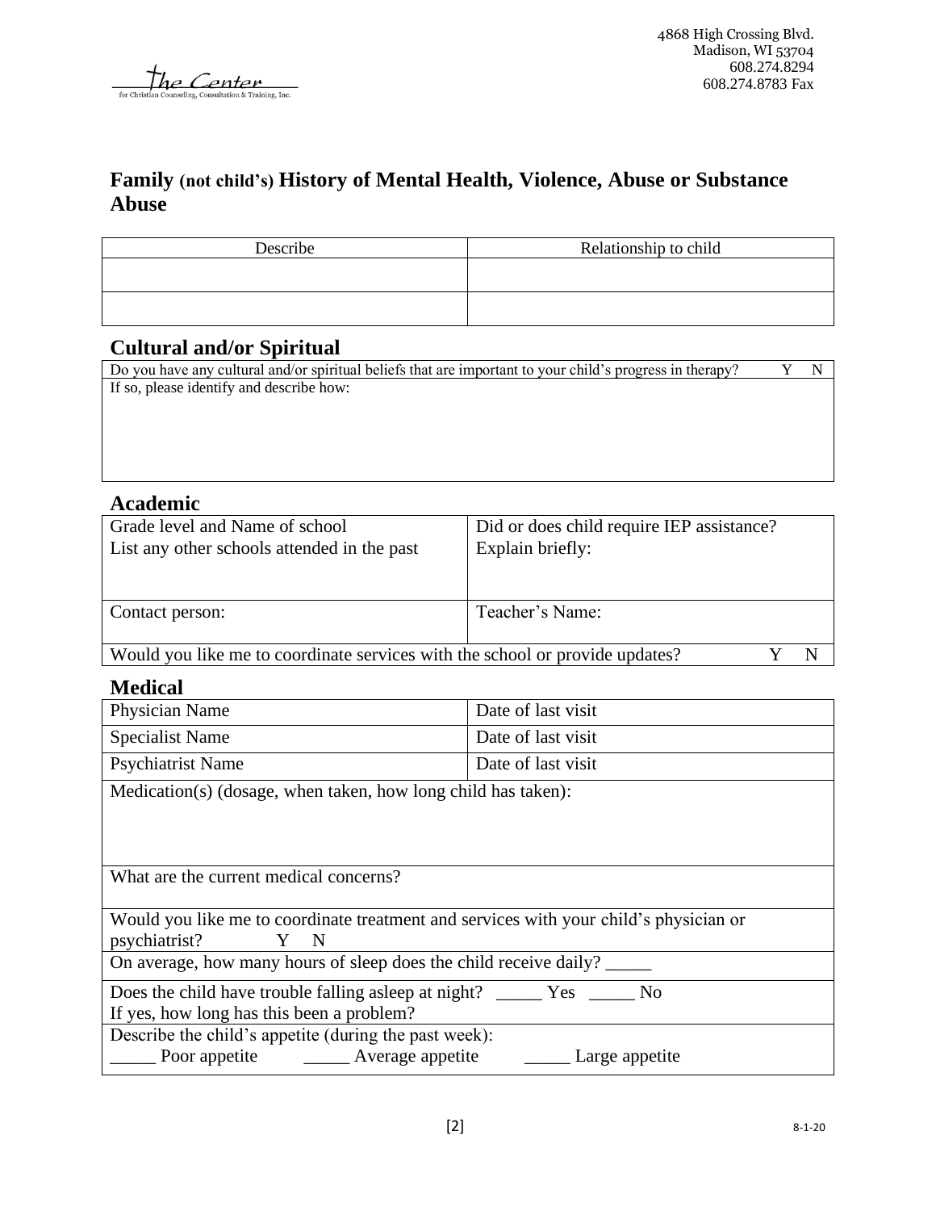## Family (not child's) History of Mental Health, Violence, Abuse or Substance Abuse

| Describe | Relationship to child |
|---|---|
| | |
| | |

## Cultural and/or Spiritual

| Do you have any cultural and/or spiritual beliefs that are important to your child's progress in therapy? Y N |
|---|
| If so, please identify and describe how: |

## Academic

| Grade level and Name of school<br>List any other schools attended in the past | Did or does child require IEP assistance?<br>Explain briefly: |
|---|---|
| Contact person: | Teacher's Name: |
| Would you like me to coordinate services with the school or provide updates? Y N | |

## Medical

| Physician Name | Date of last visit |
|---|---|
| Specialist Name | Date of last visit |
| Psychiatrist Name | Date of last visit |
| Medication(s) (dosage, when taken, how long child has taken): | |
| What are the current medical concerns? | |
| Would you like me to coordinate treatment and services with your child's physician or psychiatrist? Y N | |
| On average, how many hours of sleep does the child receive daily? _____ | |
| Does the child have trouble falling asleep at night? _____ Yes _____ No<br>If yes, how long has this been a problem? | |
| Describe the child's appetite (during the past week):<br>_____ Poor appetite _____ Average appetite _____ Large appetite | |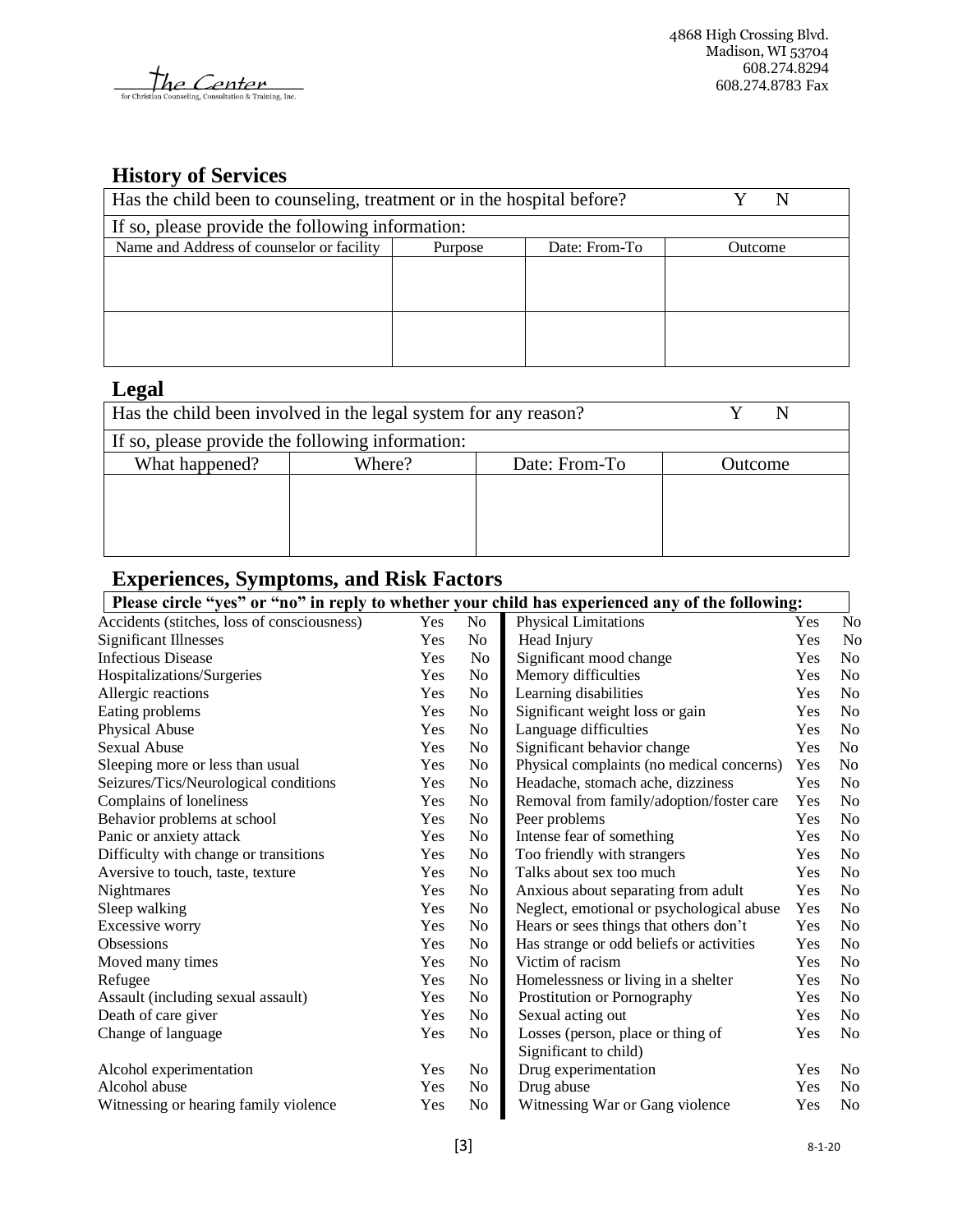## History of Services

| Has the child been to counseling, treatment or in the hospital before? | | | Y N |
|---|---|---|---|
| If so, please provide the following information: | | | |
| Name and Address of counselor or facility | Purpose | Date: From-To | Outcome |
| | | | |
| | | | |

## Legal

| Has the child been involved in the legal system for any reason? | | | Y N |
|---|---|---|---|
| If so, please provide the following information: | | | |
| What happened? | Where? | Date: From-To | Outcome |
| | | | |

## Experiences, Symptoms, and Risk Factors

**Please circle "yes" or "no" in reply to whether your child has experienced any of the following:**

| Item | | | Item | | |
|---|---|---|---|---|---|
| Accidents (stitches, loss of consciousness) | Yes | No | Physical Limitations | Yes | No |
| Significant Illnesses | Yes | No | Head Injury | Yes | No |
| Infectious Disease | Yes | No | Significant mood change | Yes | No |
| Hospitalizations/Surgeries | Yes | No | Memory difficulties | Yes | No |
| Allergic reactions | Yes | No | Learning disabilities | Yes | No |
| Eating problems | Yes | No | Significant weight loss or gain | Yes | No |
| Physical Abuse | Yes | No | Language difficulties | Yes | No |
| Sexual Abuse | Yes | No | Significant behavior change | Yes | No |
| Sleeping more or less than usual | Yes | No | Physical complaints (no medical concerns) | Yes | No |
| Seizures/Tics/Neurological conditions | Yes | No | Headache, stomach ache, dizziness | Yes | No |
| Complains of loneliness | Yes | No | Removal from family/adoption/foster care | Yes | No |
| Behavior problems at school | Yes | No | Peer problems | Yes | No |
| Panic or anxiety attack | Yes | No | Intense fear of something | Yes | No |
| Difficulty with change or transitions | Yes | No | Too friendly with strangers | Yes | No |
| Aversive to touch, taste, texture | Yes | No | Talks about sex too much | Yes | No |
| Nightmares | Yes | No | Anxious about separating from adult | Yes | No |
| Sleep walking | Yes | No | Neglect, emotional or psychological abuse | Yes | No |
| Excessive worry | Yes | No | Hears or sees things that others don't | Yes | No |
| Obsessions | Yes | No | Has strange or odd beliefs or activities | Yes | No |
| Moved many times | Yes | No | Victim of racism | Yes | No |
| Refugee | Yes | No | Homelessness or living in a shelter | Yes | No |
| Assault (including sexual assault) | Yes | No | Prostitution or Pornography | Yes | No |
| Death of care giver | Yes | No | Sexual acting out | Yes | No |
| Change of language | Yes | No | Losses (person, place or thing of Significant to child) | Yes | No |
| Alcohol experimentation | Yes | No | Drug experimentation | Yes | No |
| Alcohol abuse | Yes | No | Drug abuse | Yes | No |
| Witnessing or hearing family violence | Yes | No | Witnessing War or Gang violence | Yes | No |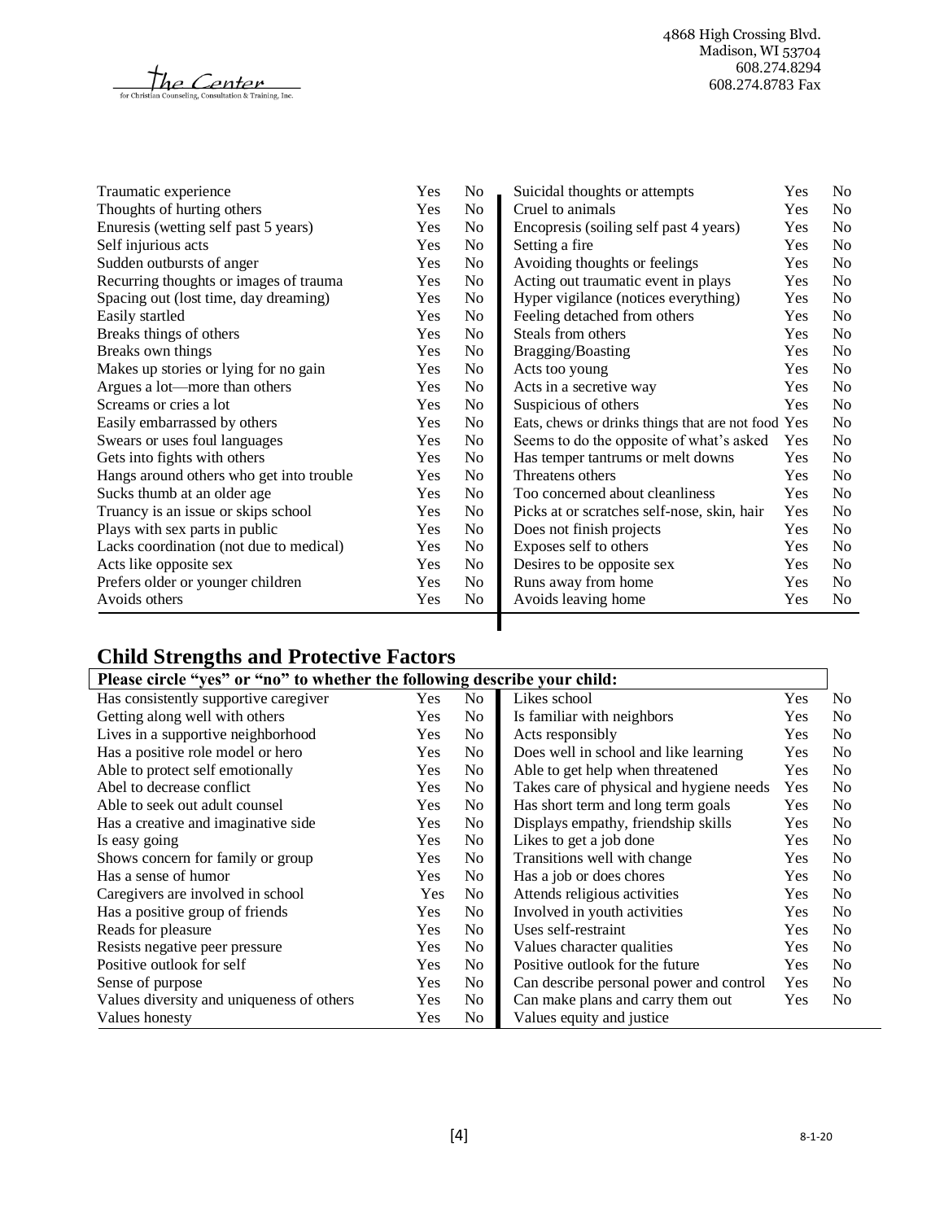The Center for Christian Counseling, Consultation & Training, Inc.

4868 High Crossing Blvd.
Madison, WI 53704
608.274.8294
608.274.8783 Fax

| | | | | | |
|---|---|---|---|---|---|
| Traumatic experience | Yes | No | Suicidal thoughts or attempts | Yes | No |
| Thoughts of hurting others | Yes | No | Cruel to animals | Yes | No |
| Enuresis (wetting self past 5 years) | Yes | No | Encopresis (soiling self past 4 years) | Yes | No |
| Self injurious acts | Yes | No | Setting a fire | Yes | No |
| Sudden outbursts of anger | Yes | No | Avoiding thoughts or feelings | Yes | No |
| Recurring thoughts or images of trauma | Yes | No | Acting out traumatic event in plays | Yes | No |
| Spacing out (lost time, day dreaming) | Yes | No | Hyper vigilance (notices everything) | Yes | No |
| Easily startled | Yes | No | Feeling detached from others | Yes | No |
| Breaks things of others | Yes | No | Steals from others | Yes | No |
| Breaks own things | Yes | No | Bragging/Boasting | Yes | No |
| Makes up stories or lying for no gain | Yes | No | Acts too young | Yes | No |
| Argues a lot—more than others | Yes | No | Acts in a secretive way | Yes | No |
| Screams or cries a lot | Yes | No | Suspicious of others | Yes | No |
| Easily embarrassed by others | Yes | No | Eats, chews or drinks things that are not food | Yes | No |
| Swears or uses foul languages | Yes | No | Seems to do the opposite of what's asked | Yes | No |
| Gets into fights with others | Yes | No | Has temper tantrums or melt downs | Yes | No |
| Hangs around others who get into trouble | Yes | No | Threatens others | Yes | No |
| Sucks thumb at an older age | Yes | No | Too concerned about cleanliness | Yes | No |
| Truancy is an issue or skips school | Yes | No | Picks at or scratches self-nose, skin, hair | Yes | No |
| Plays with sex parts in public | Yes | No | Does not finish projects | Yes | No |
| Lacks coordination (not due to medical) | Yes | No | Exposes self to others | Yes | No |
| Acts like opposite sex | Yes | No | Desires to be opposite sex | Yes | No |
| Prefers older or younger children | Yes | No | Runs away from home | Yes | No |
| Avoids others | Yes | No | Avoids leaving home | Yes | No |

## Child Strengths and Protective Factors

**Please circle "yes" or "no" to whether the following describe your child:**

| | | | | | |
|---|---|---|---|---|---|
| Has consistently supportive caregiver | Yes | No | Likes school | Yes | No |
| Getting along well with others | Yes | No | Is familiar with neighbors | Yes | No |
| Lives in a supportive neighborhood | Yes | No | Acts responsibly | Yes | No |
| Has a positive role model or hero | Yes | No | Does well in school and like learning | Yes | No |
| Able to protect self emotionally | Yes | No | Able to get help when threatened | Yes | No |
| Abel to decrease conflict | Yes | No | Takes care of physical and hygiene needs | Yes | No |
| Able to seek out adult counsel | Yes | No | Has short term and long term goals | Yes | No |
| Has a creative and imaginative side | Yes | No | Displays empathy, friendship skills | Yes | No |
| Is easy going | Yes | No | Likes to get a job done | Yes | No |
| Shows concern for family or group | Yes | No | Transitions well with change | Yes | No |
| Has a sense of humor | Yes | No | Has a job or does chores | Yes | No |
| Caregivers are involved in school | Yes | No | Attends religious activities | Yes | No |
| Has a positive group of friends | Yes | No | Involved in youth activities | Yes | No |
| Reads for pleasure | Yes | No | Uses self-restraint | Yes | No |
| Resists negative peer pressure | Yes | No | Values character qualities | Yes | No |
| Positive outlook for self | Yes | No | Positive outlook for the future | Yes | No |
| Sense of purpose | Yes | No | Can describe personal power and control | Yes | No |
| Values diversity and uniqueness of others | Yes | No | Can make plans and carry them out | Yes | No |
| Values honesty | Yes | No | Values equity and justice | | |

8-1-20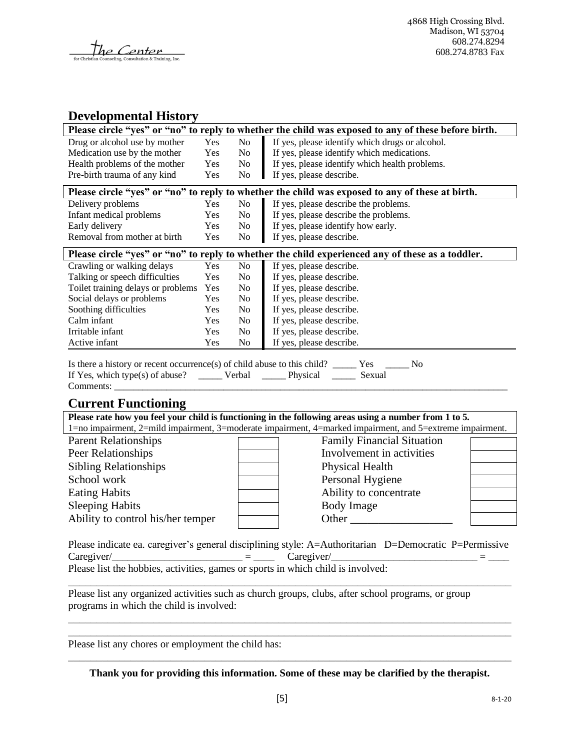The Center
for Christian Counseling, Consultation & Training, Inc.

4868 High Crossing Blvd.
Madison, WI 53704
608.274.8294
608.274.8783 Fax

## Developmental History

| Please circle "yes" or "no" to reply to whether the child was exposed to any of these before birth. | | | |
|---|---|---|---|
| Drug or alcohol use by mother | Yes | No | If yes, please identify which drugs or alcohol. |
| Medication use by the mother | Yes | No | If yes, please identify which medications. |
| Health problems of the mother | Yes | No | If yes, please identify which health problems. |
| Pre-birth trauma of any kind | Yes | No | If yes, please describe. |

| Please circle "yes" or "no" to reply to whether the child was exposed to any of these at birth. | | | |
|---|---|---|---|
| Delivery problems | Yes | No | If yes, please describe the problems. |
| Infant medical problems | Yes | No | If yes, please describe the problems. |
| Early delivery | Yes | No | If yes, please identify how early. |
| Removal from mother at birth | Yes | No | If yes, please describe. |

| Please circle "yes" or "no" to reply to whether the child experienced any of these as a toddler. | | | |
|---|---|---|---|
| Crawling or walking delays | Yes | No | If yes, please describe. |
| Talking or speech difficulties | Yes | No | If yes, please describe. |
| Toilet training delays or problems | Yes | No | If yes, please describe. |
| Social delays or problems | Yes | No | If yes, please describe. |
| Soothing difficulties | Yes | No | If yes, please describe. |
| Calm infant | Yes | No | If yes, please describe. |
| Irritable infant | Yes | No | If yes, please describe. |
| Active infant | Yes | No | If yes, please describe. |

Is there a history or recent occurrence(s) of child abuse to this child? _____ Yes _____ No
If Yes, which type(s) of abuse? _____ Verbal _____ Physical _____ Sexual
Comments: ____________________________________________________________________________

## Current Functioning

**Please rate how you feel your child is functioning in the following areas using a number from 1 to 5.**
1=no impairment, 2=mild impairment, 3=moderate impairment, 4=marked impairment, and 5=extreme impairment.

| | | | |
|---|---|---|---|
| Parent Relationships | | Family Financial Situation | |
| Peer Relationships | | Involvement in activities | |
| Sibling Relationships | | Physical Health | |
| School work | | Personal Hygiene | |
| Eating Habits | | Ability to concentrate | |
| Sleeping Habits | | Body Image | |
| Ability to control his/her temper | | Other __________________ | |

Please indicate ea. caregiver's general disciplining style: A=Authoritarian D=Democratic P=Permissive
Caregiver/_________________________ = ____ Caregiver/____________________________ = ____
Please list the hobbies, activities, games or sports in which child is involved:
________________________________________________________________________________

Please list any organized activities such as church groups, clubs, after school programs, or group programs in which the child is involved:
________________________________________________________________________________
________________________________________________________________________________

Please list any chores or employment the child has:
________________________________________________________________________________

**Thank you for providing this information. Some of these may be clarified by the therapist.**

8-1-20